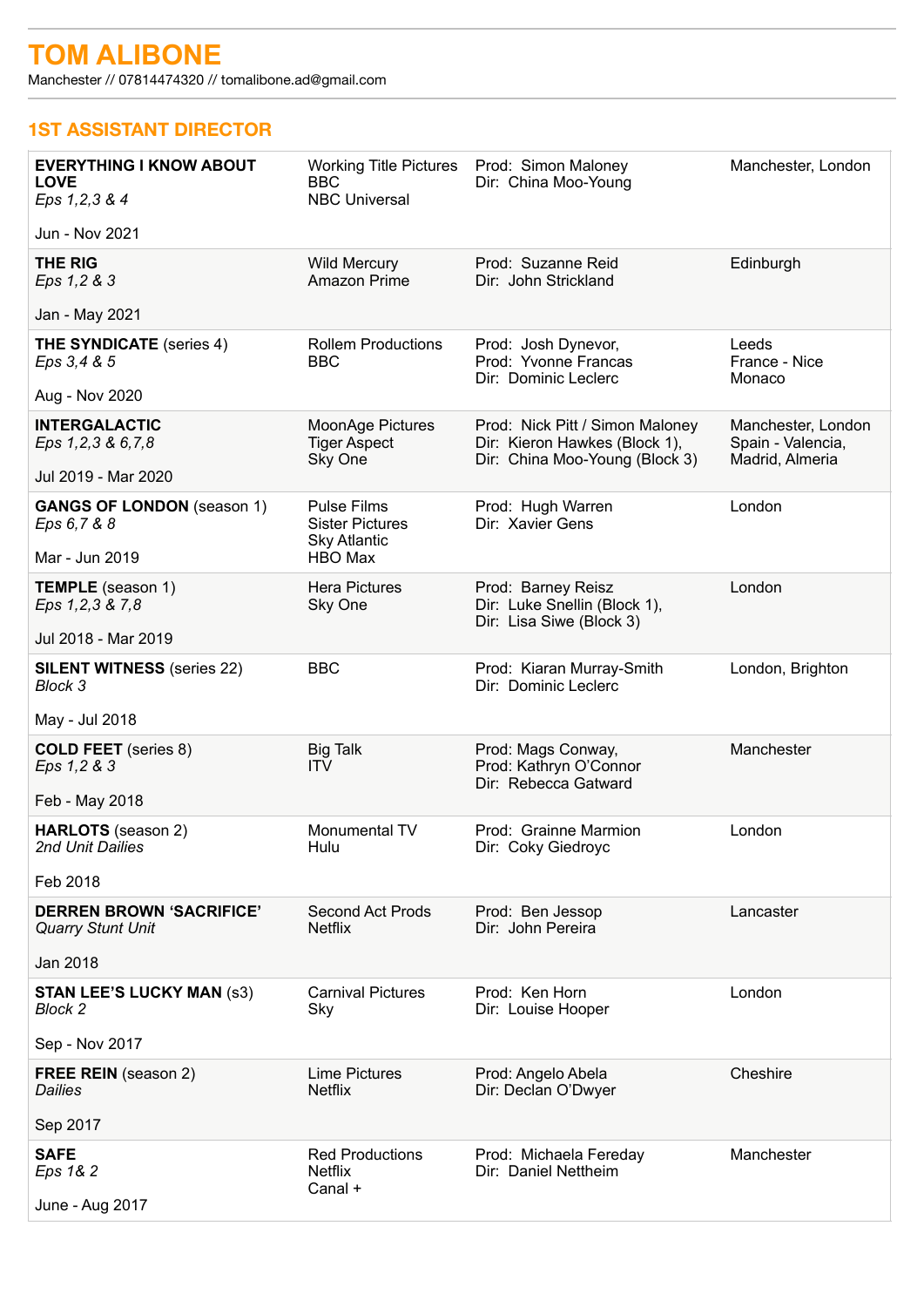# TOM ALIBONE

Manchester // 07814474320 // tomalibone.ad@gmail.com

## 1ST ASSISTANT DIRECTOR

| Production | Company | Credits | Location |
|---|---|---|---|
| **EVERYTHING I KNOW ABOUT LOVE**<br>*Eps 1,2,3 & 4*<br><br>Jun - Nov 2021 | Working Title Pictures<br>BBC<br>NBC Universal | Prod: Simon Maloney<br>Dir: China Moo-Young | Manchester, London |
| **THE RIG**<br>*Eps 1,2 & 3*<br><br>Jan - May 2021 | Wild Mercury<br>Amazon Prime | Prod: Suzanne Reid<br>Dir: John Strickland | Edinburgh |
| **THE SYNDICATE** (series 4)<br>*Eps 3,4 & 5*<br><br>Aug - Nov 2020 | Rollem Productions<br>BBC | Prod: Josh Dynevor,<br>Prod: Yvonne Francas<br>Dir: Dominic Leclerc | Leeds<br>France - Nice<br>Monaco |
| **INTERGALACTIC**<br>*Eps 1,2,3 & 6,7,8*<br><br>Jul 2019 - Mar 2020 | MoonAge Pictures<br>Tiger Aspect<br>Sky One | Prod: Nick Pitt / Simon Maloney<br>Dir: Kieron Hawkes (Block 1),<br>Dir: China Moo-Young (Block 3) | Manchester, London<br>Spain - Valencia,<br>Madrid, Almeria |
| **GANGS OF LONDON** (season 1)<br>*Eps 6,7 & 8*<br><br>Mar - Jun 2019 | Pulse Films<br>Sister Pictures<br>Sky Atlantic<br>HBO Max | Prod: Hugh Warren<br>Dir: Xavier Gens | London |
| **TEMPLE** (season 1)<br>*Eps 1,2,3 & 7,8*<br><br>Jul 2018 - Mar 2019 | Hera Pictures<br>Sky One | Prod: Barney Reisz<br>Dir: Luke Snellin (Block 1),<br>Dir: Lisa Siwe (Block 3) | London |
| **SILENT WITNESS** (series 22)<br>*Block 3*<br><br>May - Jul 2018 | BBC | Prod: Kiaran Murray-Smith<br>Dir: Dominic Leclerc | London, Brighton |
| **COLD FEET** (series 8)<br>*Eps 1,2 & 3*<br><br>Feb - May 2018 | Big Talk<br>ITV | Prod: Mags Conway,<br>Prod: Kathryn O'Connor<br>Dir: Rebecca Gatward | Manchester |
| **HARLOTS** (season 2)<br>*2nd Unit Dailies*<br><br>Feb 2018 | Monumental TV<br>Hulu | Prod: Grainne Marmion<br>Dir: Coky Giedroyc | London |
| **DERREN BROWN 'SACRIFICE'**<br>*Quarry Stunt Unit*<br><br>Jan 2018 | Second Act Prods<br>Netflix | Prod: Ben Jessop<br>Dir: John Pereira | Lancaster |
| **STAN LEE'S LUCKY MAN** (s3)<br>*Block 2*<br><br>Sep - Nov 2017 | Carnival Pictures<br>Sky | Prod: Ken Horn<br>Dir: Louise Hooper | London |
| **FREE REIN** (season 2)<br>*Dailies*<br><br>Sep 2017 | Lime Pictures<br>Netflix | Prod: Angelo Abela<br>Dir: Declan O'Dwyer | Cheshire |
| **SAFE**<br>*Eps 1& 2*<br><br>June - Aug 2017 | Red Productions<br>Netflix<br>Canal + | Prod: Michaela Fereday<br>Dir: Daniel Nettheim | Manchester |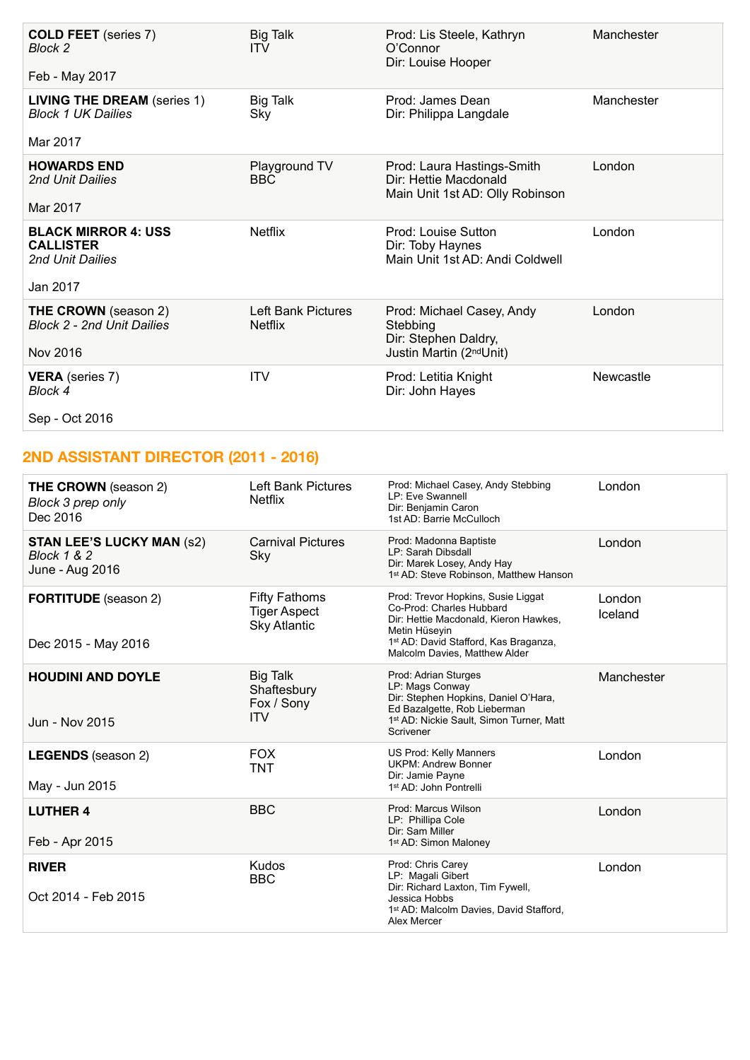| | | | |
|---|---|---|---|
| **COLD FEET** (series 7)<br>*Block 2*<br><br>Feb - May 2017 | Big Talk<br>ITV | Prod: Lis Steele, Kathryn O'Connor<br>Dir: Louise Hooper | Manchester |
| **LIVING THE DREAM** (series 1)<br>*Block 1 UK Dailies*<br><br>Mar 2017 | Big Talk<br>Sky | Prod: James Dean<br>Dir: Philippa Langdale | Manchester |
| **HOWARDS END**<br>*2nd Unit Dailies*<br><br>Mar 2017 | Playground TV<br>BBC | Prod: Laura Hastings-Smith<br>Dir: Hettie Macdonald<br>Main Unit 1st AD: Olly Robinson | London |
| **BLACK MIRROR 4: USS CALLISTER**<br>*2nd Unit Dailies*<br><br>Jan 2017 | Netflix | Prod: Louise Sutton<br>Dir: Toby Haynes<br>Main Unit 1st AD: Andi Coldwell | London |
| **THE CROWN** (season 2)<br>*Block 2 - 2nd Unit Dailies*<br><br>Nov 2016 | Left Bank Pictures<br>Netflix | Prod: Michael Casey, Andy Stebbing<br>Dir: Stephen Daldry,<br>Justin Martin (2nd Unit) | London |
| **VERA** (series 7)<br>*Block 4*<br><br>Sep - Oct 2016 | ITV | Prod: Letitia Knight<br>Dir: John Hayes | Newcastle |

## 2ND ASSISTANT DIRECTOR (2011 - 2016)

| | | | |
|---|---|---|---|
| **THE CROWN** (season 2)<br>*Block 3 prep only*<br>Dec 2016 | Left Bank Pictures<br>Netflix | Prod: Michael Casey, Andy Stebbing<br>LP: Eve Swannell<br>Dir: Benjamin Caron<br>1st AD: Barrie McCulloch | London |
| **STAN LEE'S LUCKY MAN** (s2)<br>*Block 1 & 2*<br>June - Aug 2016 | Carnival Pictures<br>Sky | Prod: Madonna Baptiste<br>LP: Sarah Dibsdall<br>Dir: Marek Losey, Andy Hay<br>1st AD: Steve Robinson, Matthew Hanson | London |
| **FORTITUDE** (season 2)<br><br>Dec 2015 - May 2016 | Fifty Fathoms<br>Tiger Aspect<br>Sky Atlantic | Prod: Trevor Hopkins, Susie Liggat<br>Co-Prod: Charles Hubbard<br>Dir: Hettie Macdonald, Kieron Hawkes, Metin Hüseyin<br>1st AD: David Stafford, Kas Braganza, Malcolm Davies, Matthew Alder | London<br>Iceland |
| **HOUDINI AND DOYLE**<br><br>Jun - Nov 2015 | Big Talk<br>Shaftesbury<br>Fox / Sony<br>ITV | Prod: Adrian Sturges<br>LP: Mags Conway<br>Dir: Stephen Hopkins, Daniel O'Hara, Ed Bazalgette, Rob Lieberman<br>1st AD: Nickie Sault, Simon Turner, Matt Scrivener | Manchester |
| **LEGENDS** (season 2)<br><br>May - Jun 2015 | FOX<br>TNT | US Prod: Kelly Manners<br>UKPM: Andrew Bonner<br>Dir: Jamie Payne<br>1st AD: John Pontrelli | London |
| **LUTHER 4**<br><br>Feb - Apr 2015 | BBC | Prod: Marcus Wilson<br>LP: Phillipa Cole<br>Dir: Sam Miller<br>1st AD: Simon Maloney | London |
| **RIVER**<br><br>Oct 2014 - Feb 2015 | Kudos<br>BBC | Prod: Chris Carey<br>LP: Magali Gibert<br>Dir: Richard Laxton, Tim Fywell, Jessica Hobbs<br>1st AD: Malcolm Davies, David Stafford, Alex Mercer | London |